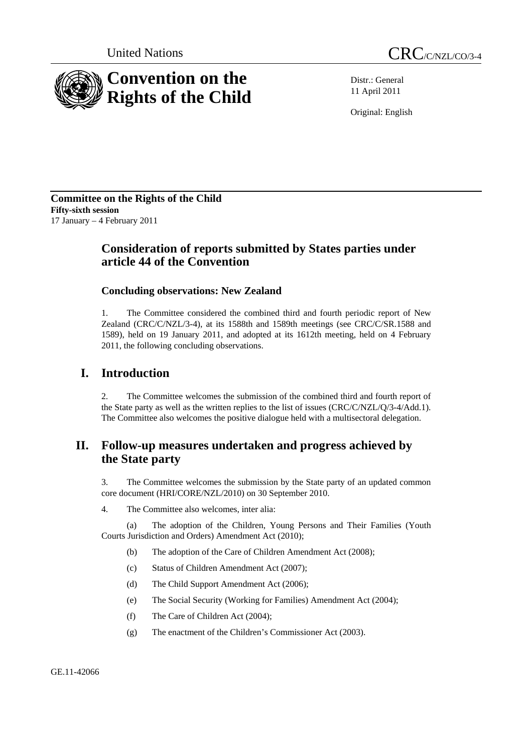United Nations

# CRC/C/NZL/CO/3-4

# Convention on the Rights of the Child

Distr.: General
11 April 2011

Original: English

**Committee on the Rights of the Child**
**Fifty-sixth session**
17 January – 4 February 2011

## Consideration of reports submitted by States parties under article 44 of the Convention

### Concluding observations: New Zealand

1. The Committee considered the combined third and fourth periodic report of New Zealand (CRC/C/NZL/3-4), at its 1588th and 1589th meetings (see CRC/C/SR.1588 and 1589), held on 19 January 2011, and adopted at its 1612th meeting, held on 4 February 2011, the following concluding observations.

## I. Introduction

2. The Committee welcomes the submission of the combined third and fourth report of the State party as well as the written replies to the list of issues (CRC/C/NZL/Q/3-4/Add.1). The Committee also welcomes the positive dialogue held with a multisectoral delegation.

## II. Follow-up measures undertaken and progress achieved by the State party

3. The Committee welcomes the submission by the State party of an updated common core document (HRI/CORE/NZL/2010) on 30 September 2010.

4. The Committee also welcomes, inter alia:

(a) The adoption of the Children, Young Persons and Their Families (Youth Courts Jurisdiction and Orders) Amendment Act (2010);

(b) The adoption of the Care of Children Amendment Act (2008);

(c) Status of Children Amendment Act (2007);

(d) The Child Support Amendment Act (2006);

(e) The Social Security (Working for Families) Amendment Act (2004);

(f) The Care of Children Act (2004);

(g) The enactment of the Children's Commissioner Act (2003).

GE.11-42066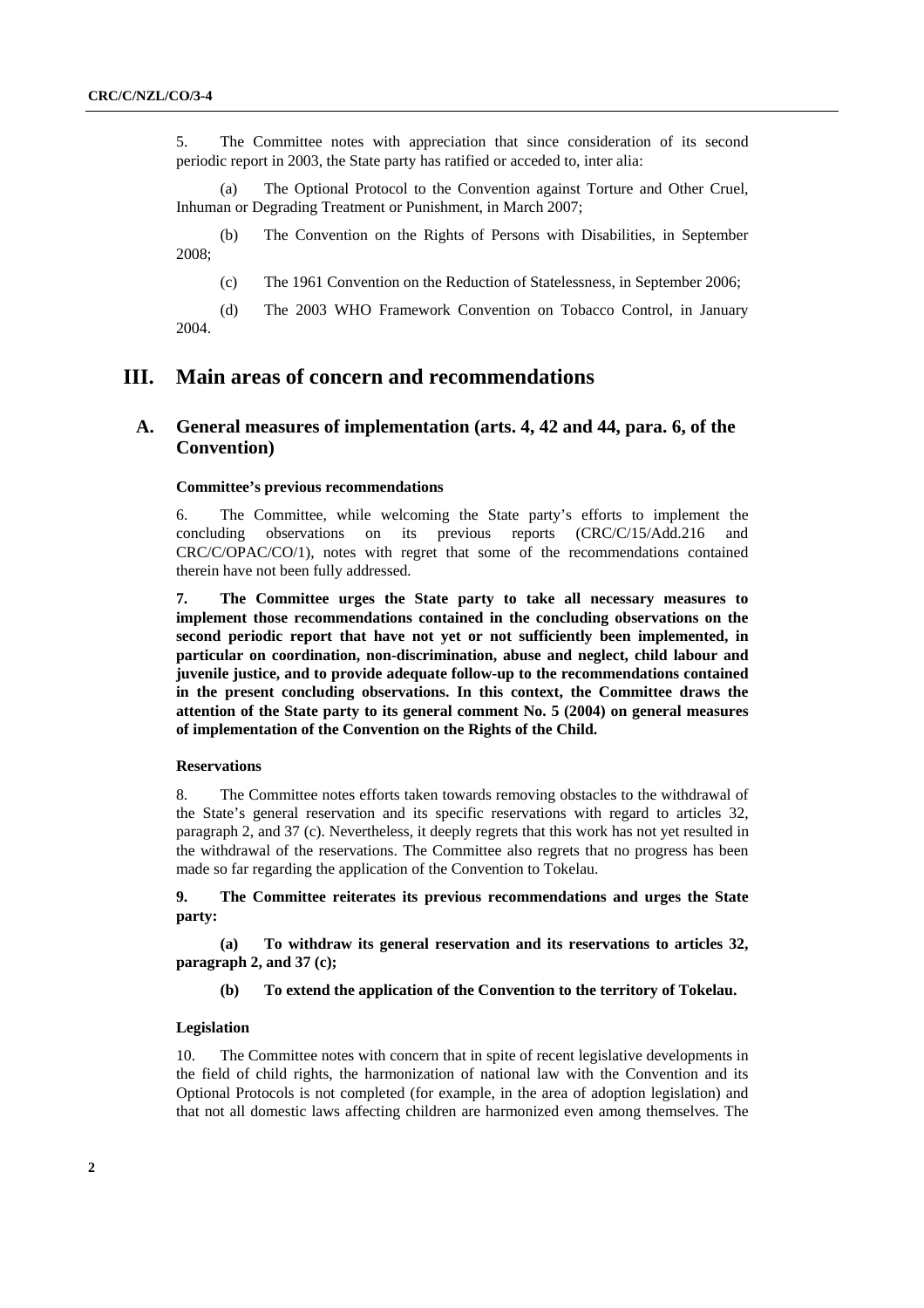5. The Committee notes with appreciation that since consideration of its second periodic report in 2003, the State party has ratified or acceded to, inter alia:

(a) The Optional Protocol to the Convention against Torture and Other Cruel, Inhuman or Degrading Treatment or Punishment, in March 2007;

(b) The Convention on the Rights of Persons with Disabilities, in September 2008;

(c) The 1961 Convention on the Reduction of Statelessness, in September 2006;

(d) The 2003 WHO Framework Convention on Tobacco Control, in January 2004.

# III. Main areas of concern and recommendations

## A. General measures of implementation (arts. 4, 42 and 44, para. 6, of the Convention)

### Committee's previous recommendations

6. The Committee, while welcoming the State party's efforts to implement the concluding observations on its previous reports (CRC/C/15/Add.216 and CRC/C/OPAC/CO/1), notes with regret that some of the recommendations contained therein have not been fully addressed.

**7. The Committee urges the State party to take all necessary measures to implement those recommendations contained in the concluding observations on the second periodic report that have not yet or not sufficiently been implemented, in particular on coordination, non-discrimination, abuse and neglect, child labour and juvenile justice, and to provide adequate follow-up to the recommendations contained in the present concluding observations. In this context, the Committee draws the attention of the State party to its general comment No. 5 (2004) on general measures of implementation of the Convention on the Rights of the Child.**

### Reservations

8. The Committee notes efforts taken towards removing obstacles to the withdrawal of the State's general reservation and its specific reservations with regard to articles 32, paragraph 2, and 37 (c). Nevertheless, it deeply regrets that this work has not yet resulted in the withdrawal of the reservations. The Committee also regrets that no progress has been made so far regarding the application of the Convention to Tokelau.

**9. The Committee reiterates its previous recommendations and urges the State party:**

**(a) To withdraw its general reservation and its reservations to articles 32, paragraph 2, and 37 (c);**

**(b) To extend the application of the Convention to the territory of Tokelau.**

### Legislation

10. The Committee notes with concern that in spite of recent legislative developments in the field of child rights, the harmonization of national law with the Convention and its Optional Protocols is not completed (for example, in the area of adoption legislation) and that not all domestic laws affecting children are harmonized even among themselves. The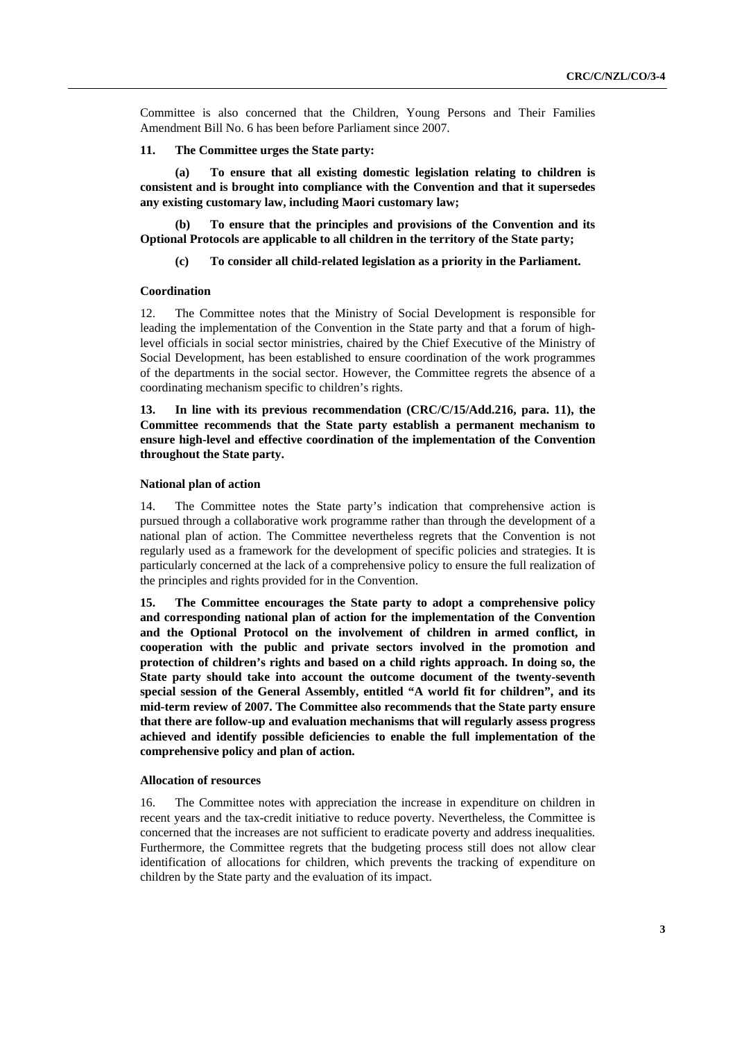Committee is also concerned that the Children, Young Persons and Their Families Amendment Bill No. 6 has been before Parliament since 2007.

**11. The Committee urges the State party:**

**(a) To ensure that all existing domestic legislation relating to children is consistent and is brought into compliance with the Convention and that it supersedes any existing customary law, including Maori customary law;**

**(b) To ensure that the principles and provisions of the Convention and its Optional Protocols are applicable to all children in the territory of the State party;**

**(c) To consider all child-related legislation as a priority in the Parliament.**

### Coordination

12. The Committee notes that the Ministry of Social Development is responsible for leading the implementation of the Convention in the State party and that a forum of high-level officials in social sector ministries, chaired by the Chief Executive of the Ministry of Social Development, has been established to ensure coordination of the work programmes of the departments in the social sector. However, the Committee regrets the absence of a coordinating mechanism specific to children's rights.

**13. In line with its previous recommendation (CRC/C/15/Add.216, para. 11), the Committee recommends that the State party establish a permanent mechanism to ensure high-level and effective coordination of the implementation of the Convention throughout the State party.**

### National plan of action

14. The Committee notes the State party's indication that comprehensive action is pursued through a collaborative work programme rather than through the development of a national plan of action. The Committee nevertheless regrets that the Convention is not regularly used as a framework for the development of specific policies and strategies. It is particularly concerned at the lack of a comprehensive policy to ensure the full realization of the principles and rights provided for in the Convention.

**15. The Committee encourages the State party to adopt a comprehensive policy and corresponding national plan of action for the implementation of the Convention and the Optional Protocol on the involvement of children in armed conflict, in cooperation with the public and private sectors involved in the promotion and protection of children's rights and based on a child rights approach. In doing so, the State party should take into account the outcome document of the twenty-seventh special session of the General Assembly, entitled "A world fit for children", and its mid-term review of 2007. The Committee also recommends that the State party ensure that there are follow-up and evaluation mechanisms that will regularly assess progress achieved and identify possible deficiencies to enable the full implementation of the comprehensive policy and plan of action.**

### Allocation of resources

16. The Committee notes with appreciation the increase in expenditure on children in recent years and the tax-credit initiative to reduce poverty. Nevertheless, the Committee is concerned that the increases are not sufficient to eradicate poverty and address inequalities. Furthermore, the Committee regrets that the budgeting process still does not allow clear identification of allocations for children, which prevents the tracking of expenditure on children by the State party and the evaluation of its impact.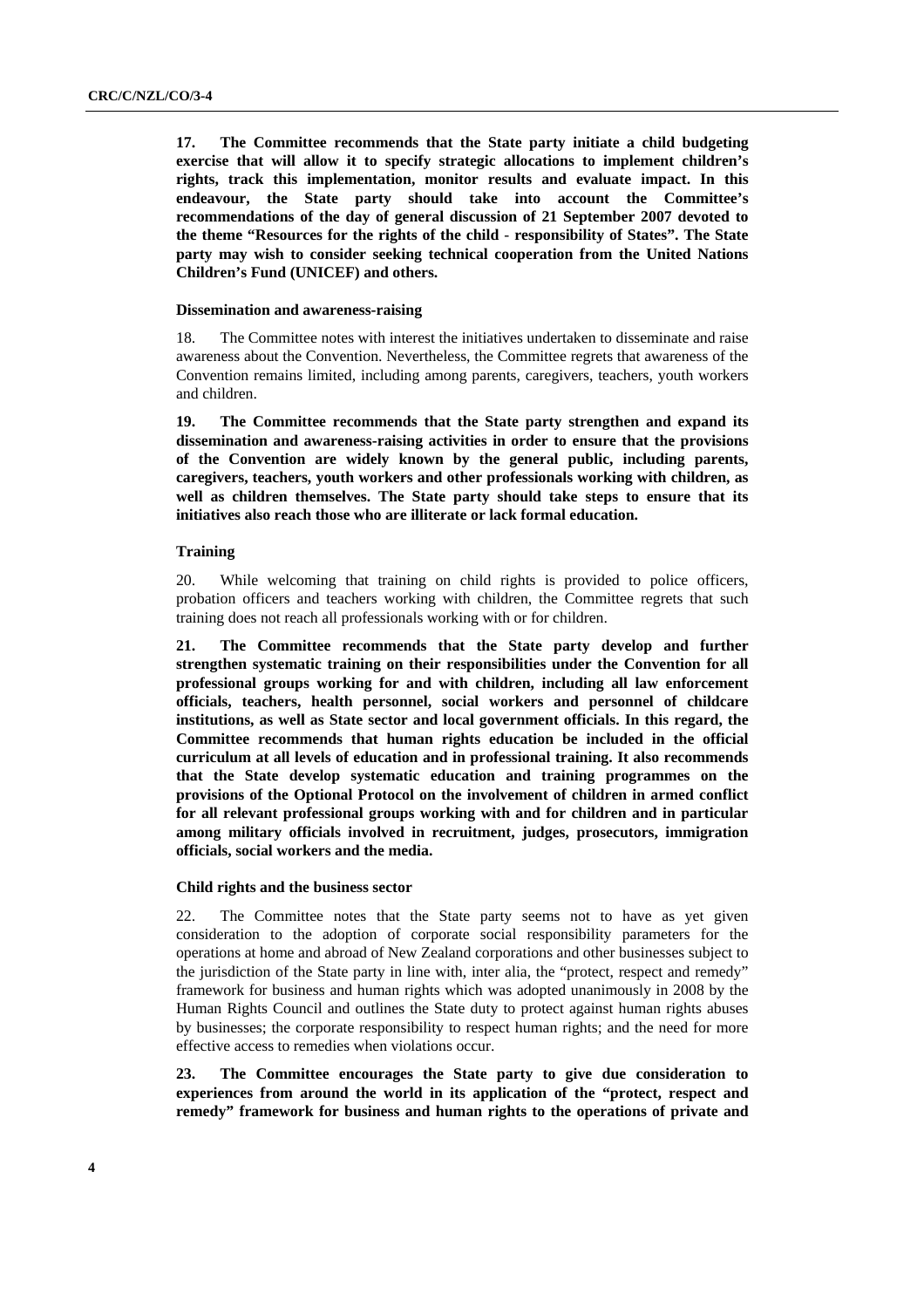**17. The Committee recommends that the State party initiate a child budgeting exercise that will allow it to specify strategic allocations to implement children's rights, track this implementation, monitor results and evaluate impact. In this endeavour, the State party should take into account the Committee's recommendations of the day of general discussion of 21 September 2007 devoted to the theme "Resources for the rights of the child - responsibility of States". The State party may wish to consider seeking technical cooperation from the United Nations Children's Fund (UNICEF) and others.**

#### Dissemination and awareness-raising

18. The Committee notes with interest the initiatives undertaken to disseminate and raise awareness about the Convention. Nevertheless, the Committee regrets that awareness of the Convention remains limited, including among parents, caregivers, teachers, youth workers and children.

**19. The Committee recommends that the State party strengthen and expand its dissemination and awareness-raising activities in order to ensure that the provisions of the Convention are widely known by the general public, including parents, caregivers, teachers, youth workers and other professionals working with children, as well as children themselves. The State party should take steps to ensure that its initiatives also reach those who are illiterate or lack formal education.**

#### Training

20. While welcoming that training on child rights is provided to police officers, probation officers and teachers working with children, the Committee regrets that such training does not reach all professionals working with or for children.

**21. The Committee recommends that the State party develop and further strengthen systematic training on their responsibilities under the Convention for all professional groups working for and with children, including all law enforcement officials, teachers, health personnel, social workers and personnel of childcare institutions, as well as State sector and local government officials. In this regard, the Committee recommends that human rights education be included in the official curriculum at all levels of education and in professional training. It also recommends that the State develop systematic education and training programmes on the provisions of the Optional Protocol on the involvement of children in armed conflict for all relevant professional groups working with and for children and in particular among military officials involved in recruitment, judges, prosecutors, immigration officials, social workers and the media.**

#### Child rights and the business sector

22. The Committee notes that the State party seems not to have as yet given consideration to the adoption of corporate social responsibility parameters for the operations at home and abroad of New Zealand corporations and other businesses subject to the jurisdiction of the State party in line with, inter alia, the "protect, respect and remedy" framework for business and human rights which was adopted unanimously in 2008 by the Human Rights Council and outlines the State duty to protect against human rights abuses by businesses; the corporate responsibility to respect human rights; and the need for more effective access to remedies when violations occur.

**23. The Committee encourages the State party to give due consideration to experiences from around the world in its application of the "protect, respect and remedy" framework for business and human rights to the operations of private and**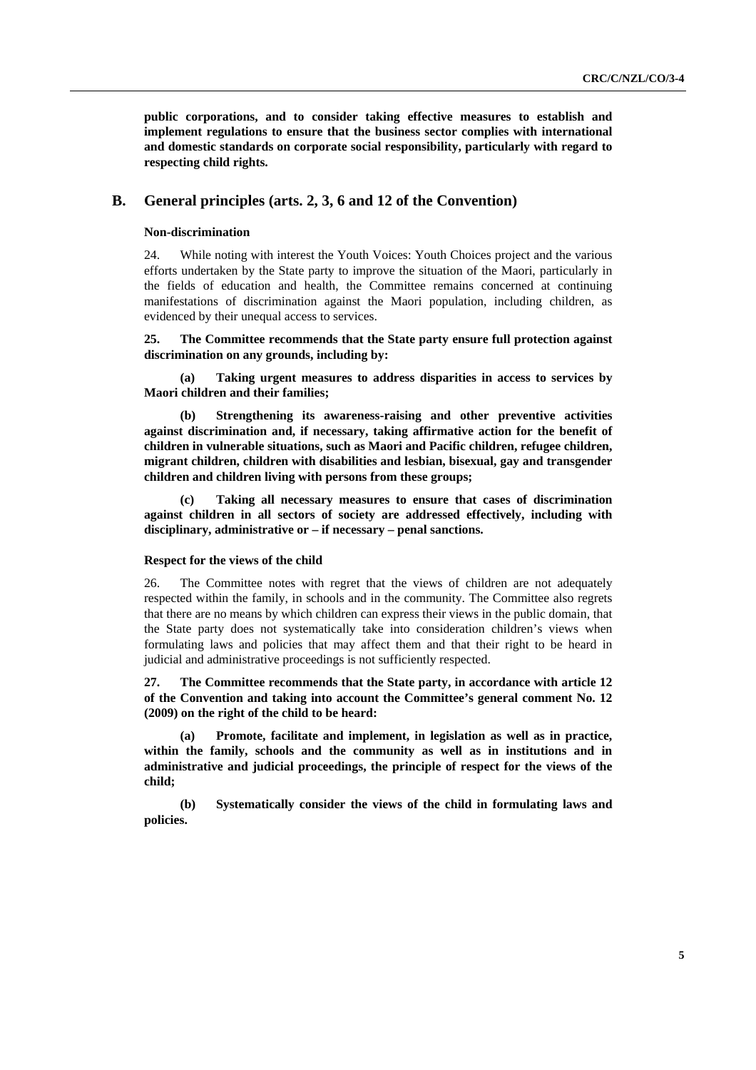**public corporations, and to consider taking effective measures to establish and implement regulations to ensure that the business sector complies with international and domestic standards on corporate social responsibility, particularly with regard to respecting child rights.**

## B. General principles (arts. 2, 3, 6 and 12 of the Convention)

### Non-discrimination

24. While noting with interest the Youth Voices: Youth Choices project and the various efforts undertaken by the State party to improve the situation of the Maori, particularly in the fields of education and health, the Committee remains concerned at continuing manifestations of discrimination against the Maori population, including children, as evidenced by their unequal access to services.

**25. The Committee recommends that the State party ensure full protection against discrimination on any grounds, including by:**

**(a) Taking urgent measures to address disparities in access to services by Maori children and their families;**

**(b) Strengthening its awareness-raising and other preventive activities against discrimination and, if necessary, taking affirmative action for the benefit of children in vulnerable situations, such as Maori and Pacific children, refugee children, migrant children, children with disabilities and lesbian, bisexual, gay and transgender children and children living with persons from these groups;**

**(c) Taking all necessary measures to ensure that cases of discrimination against children in all sectors of society are addressed effectively, including with disciplinary, administrative or – if necessary – penal sanctions.**

### Respect for the views of the child

26. The Committee notes with regret that the views of children are not adequately respected within the family, in schools and in the community. The Committee also regrets that there are no means by which children can express their views in the public domain, that the State party does not systematically take into consideration children's views when formulating laws and policies that may affect them and that their right to be heard in judicial and administrative proceedings is not sufficiently respected.

**27. The Committee recommends that the State party, in accordance with article 12 of the Convention and taking into account the Committee's general comment No. 12 (2009) on the right of the child to be heard:**

**(a) Promote, facilitate and implement, in legislation as well as in practice, within the family, schools and the community as well as in institutions and in administrative and judicial proceedings, the principle of respect for the views of the child;**

**(b) Systematically consider the views of the child in formulating laws and policies.**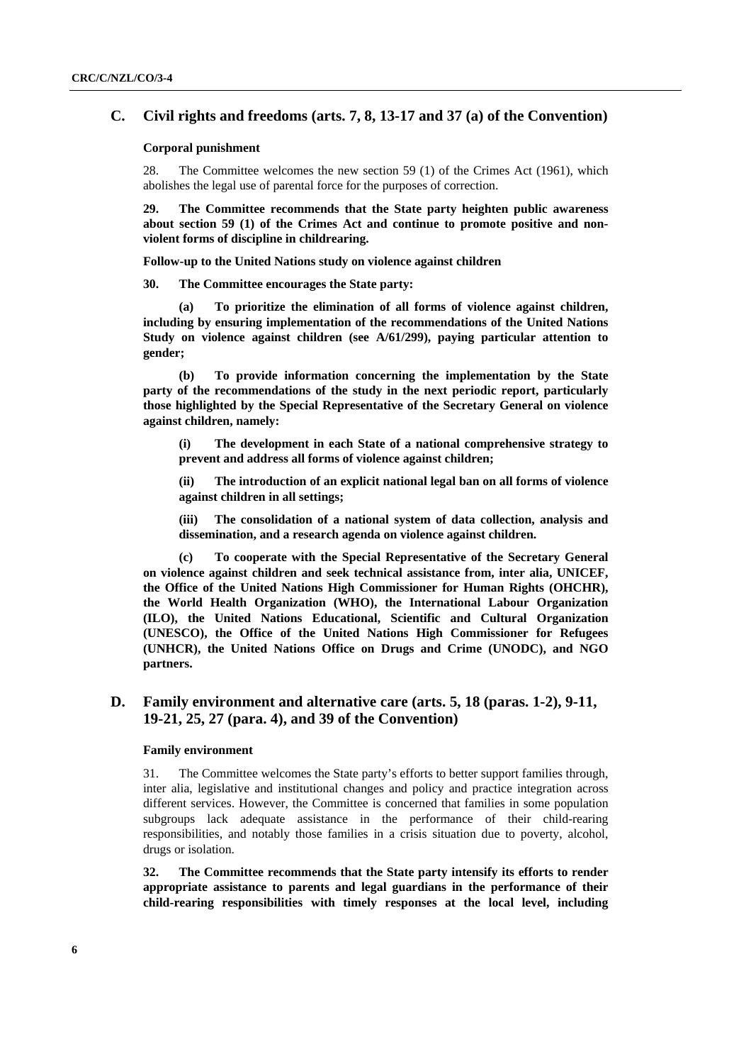## C. Civil rights and freedoms (arts. 7, 8, 13-17 and 37 (a) of the Convention)

### Corporal punishment

28. The Committee welcomes the new section 59 (1) of the Crimes Act (1961), which abolishes the legal use of parental force for the purposes of correction.

**29. The Committee recommends that the State party heighten public awareness about section 59 (1) of the Crimes Act and continue to promote positive and non-violent forms of discipline in childrearing.**

### Follow-up to the United Nations study on violence against children

**30. The Committee encourages the State party:**

**(a) To prioritize the elimination of all forms of violence against children, including by ensuring implementation of the recommendations of the United Nations Study on violence against children (see A/61/299), paying particular attention to gender;**

**(b) To provide information concerning the implementation by the State party of the recommendations of the study in the next periodic report, particularly those highlighted by the Special Representative of the Secretary General on violence against children, namely:**

**(i) The development in each State of a national comprehensive strategy to prevent and address all forms of violence against children;**

**(ii) The introduction of an explicit national legal ban on all forms of violence against children in all settings;**

**(iii) The consolidation of a national system of data collection, analysis and dissemination, and a research agenda on violence against children.**

**(c) To cooperate with the Special Representative of the Secretary General on violence against children and seek technical assistance from, inter alia, UNICEF, the Office of the United Nations High Commissioner for Human Rights (OHCHR), the World Health Organization (WHO), the International Labour Organization (ILO), the United Nations Educational, Scientific and Cultural Organization (UNESCO), the Office of the United Nations High Commissioner for Refugees (UNHCR), the United Nations Office on Drugs and Crime (UNODC), and NGO partners.**

## D. Family environment and alternative care (arts. 5, 18 (paras. 1-2), 9-11, 19-21, 25, 27 (para. 4), and 39 of the Convention)

### Family environment

31. The Committee welcomes the State party's efforts to better support families through, inter alia, legislative and institutional changes and policy and practice integration across different services. However, the Committee is concerned that families in some population subgroups lack adequate assistance in the performance of their child-rearing responsibilities, and notably those families in a crisis situation due to poverty, alcohol, drugs or isolation.

**32. The Committee recommends that the State party intensify its efforts to render appropriate assistance to parents and legal guardians in the performance of their child-rearing responsibilities with timely responses at the local level, including**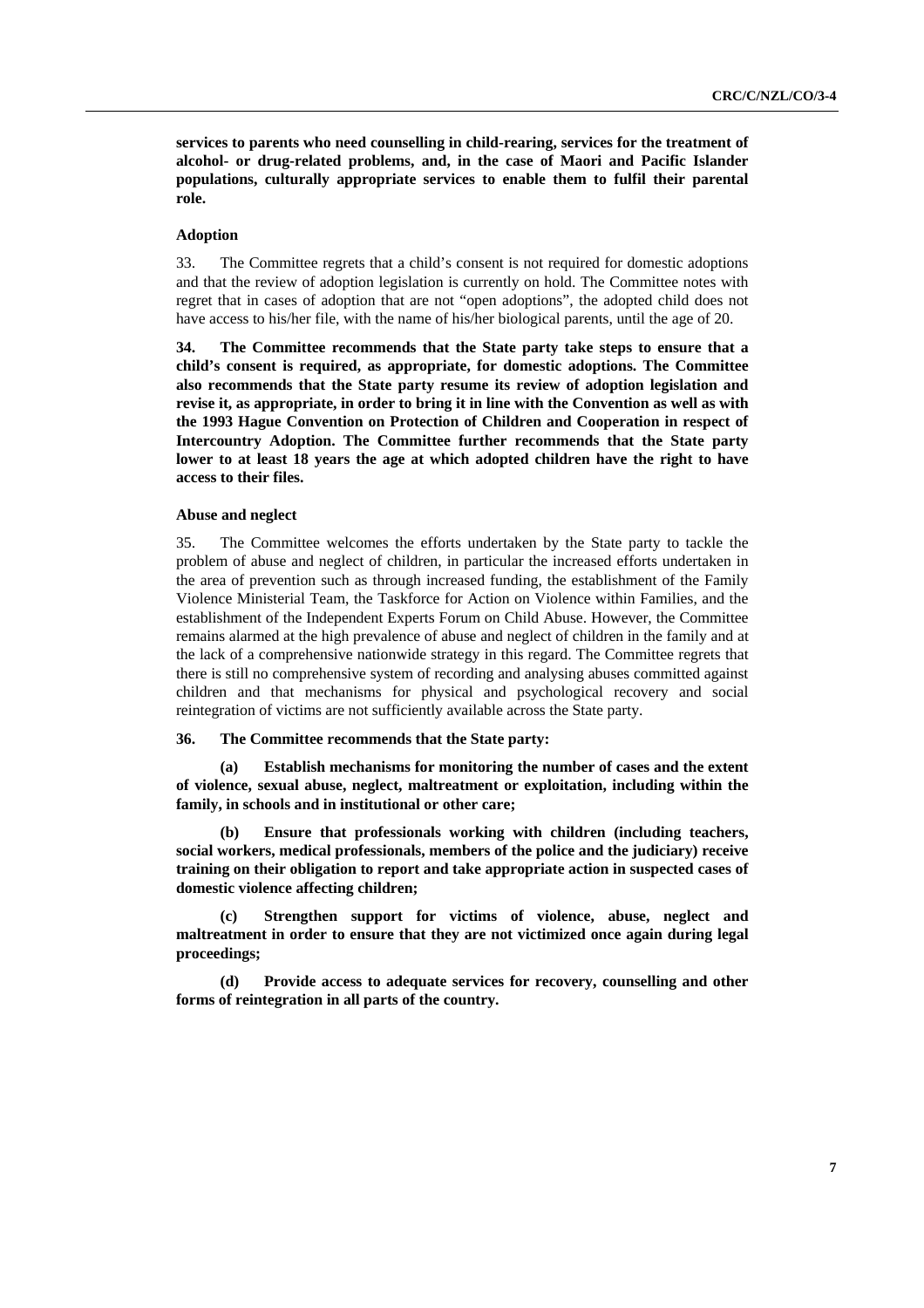**services to parents who need counselling in child-rearing, services for the treatment of alcohol- or drug-related problems, and, in the case of Maori and Pacific Islander populations, culturally appropriate services to enable them to fulfil their parental role.**

### Adoption

33. The Committee regrets that a child's consent is not required for domestic adoptions and that the review of adoption legislation is currently on hold. The Committee notes with regret that in cases of adoption that are not "open adoptions", the adopted child does not have access to his/her file, with the name of his/her biological parents, until the age of 20.

**34. The Committee recommends that the State party take steps to ensure that a child's consent is required, as appropriate, for domestic adoptions. The Committee also recommends that the State party resume its review of adoption legislation and revise it, as appropriate, in order to bring it in line with the Convention as well as with the 1993 Hague Convention on Protection of Children and Cooperation in respect of Intercountry Adoption. The Committee further recommends that the State party lower to at least 18 years the age at which adopted children have the right to have access to their files.**

### Abuse and neglect

35. The Committee welcomes the efforts undertaken by the State party to tackle the problem of abuse and neglect of children, in particular the increased efforts undertaken in the area of prevention such as through increased funding, the establishment of the Family Violence Ministerial Team, the Taskforce for Action on Violence within Families, and the establishment of the Independent Experts Forum on Child Abuse. However, the Committee remains alarmed at the high prevalence of abuse and neglect of children in the family and at the lack of a comprehensive nationwide strategy in this regard. The Committee regrets that there is still no comprehensive system of recording and analysing abuses committed against children and that mechanisms for physical and psychological recovery and social reintegration of victims are not sufficiently available across the State party.

**36. The Committee recommends that the State party:**

**(a) Establish mechanisms for monitoring the number of cases and the extent of violence, sexual abuse, neglect, maltreatment or exploitation, including within the family, in schools and in institutional or other care;**

**(b) Ensure that professionals working with children (including teachers, social workers, medical professionals, members of the police and the judiciary) receive training on their obligation to report and take appropriate action in suspected cases of domestic violence affecting children;**

**(c) Strengthen support for victims of violence, abuse, neglect and maltreatment in order to ensure that they are not victimized once again during legal proceedings;**

**(d) Provide access to adequate services for recovery, counselling and other forms of reintegration in all parts of the country.**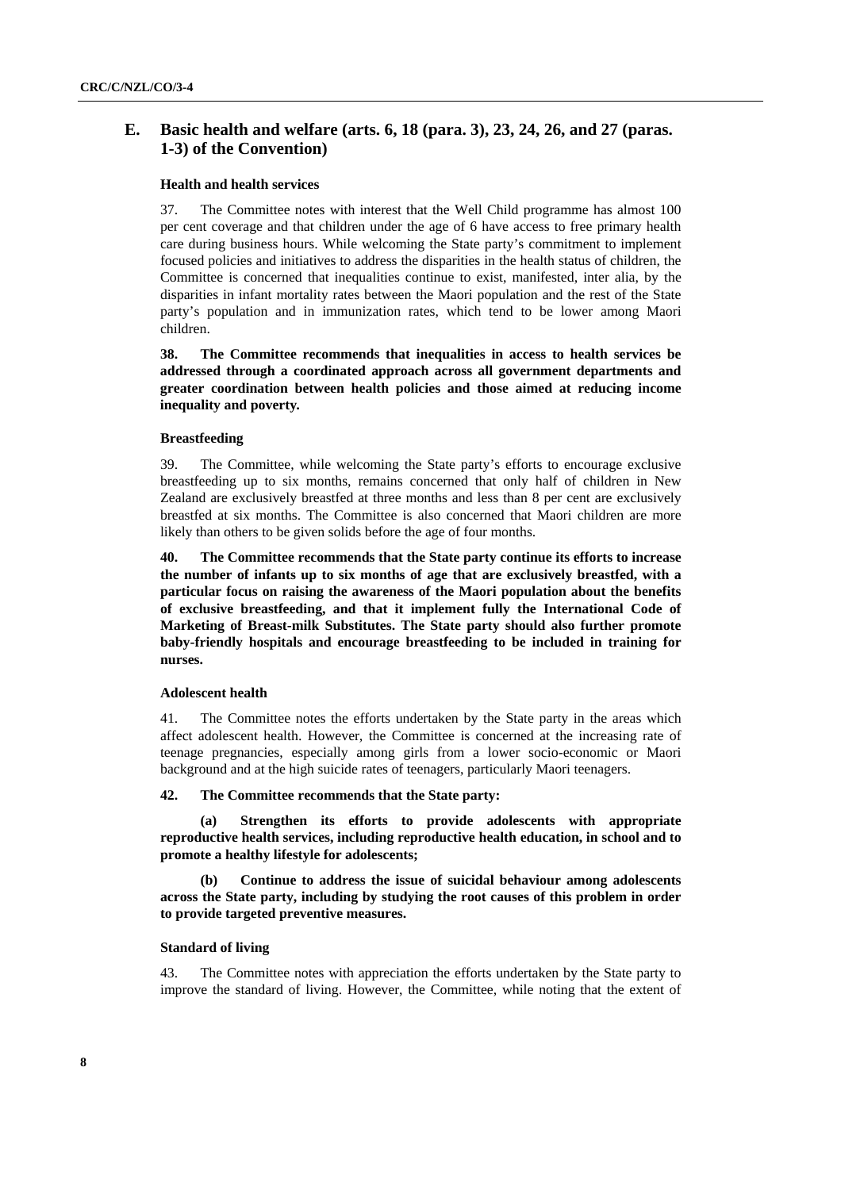## E. Basic health and welfare (arts. 6, 18 (para. 3), 23, 24, 26, and 27 (paras. 1-3) of the Convention)

### Health and health services

37. The Committee notes with interest that the Well Child programme has almost 100 per cent coverage and that children under the age of 6 have access to free primary health care during business hours. While welcoming the State party's commitment to implement focused policies and initiatives to address the disparities in the health status of children, the Committee is concerned that inequalities continue to exist, manifested, inter alia, by the disparities in infant mortality rates between the Maori population and the rest of the State party's population and in immunization rates, which tend to be lower among Maori children.

**38. The Committee recommends that inequalities in access to health services be addressed through a coordinated approach across all government departments and greater coordination between health policies and those aimed at reducing income inequality and poverty.**

### Breastfeeding

39. The Committee, while welcoming the State party's efforts to encourage exclusive breastfeeding up to six months, remains concerned that only half of children in New Zealand are exclusively breastfed at three months and less than 8 per cent are exclusively breastfed at six months. The Committee is also concerned that Maori children are more likely than others to be given solids before the age of four months.

**40. The Committee recommends that the State party continue its efforts to increase the number of infants up to six months of age that are exclusively breastfed, with a particular focus on raising the awareness of the Maori population about the benefits of exclusive breastfeeding, and that it implement fully the International Code of Marketing of Breast-milk Substitutes. The State party should also further promote baby-friendly hospitals and encourage breastfeeding to be included in training for nurses.**

### Adolescent health

41. The Committee notes the efforts undertaken by the State party in the areas which affect adolescent health. However, the Committee is concerned at the increasing rate of teenage pregnancies, especially among girls from a lower socio-economic or Maori background and at the high suicide rates of teenagers, particularly Maori teenagers.

**42. The Committee recommends that the State party:**

**(a) Strengthen its efforts to provide adolescents with appropriate reproductive health services, including reproductive health education, in school and to promote a healthy lifestyle for adolescents;**

**(b) Continue to address the issue of suicidal behaviour among adolescents across the State party, including by studying the root causes of this problem in order to provide targeted preventive measures.**

### Standard of living

43. The Committee notes with appreciation the efforts undertaken by the State party to improve the standard of living. However, the Committee, while noting that the extent of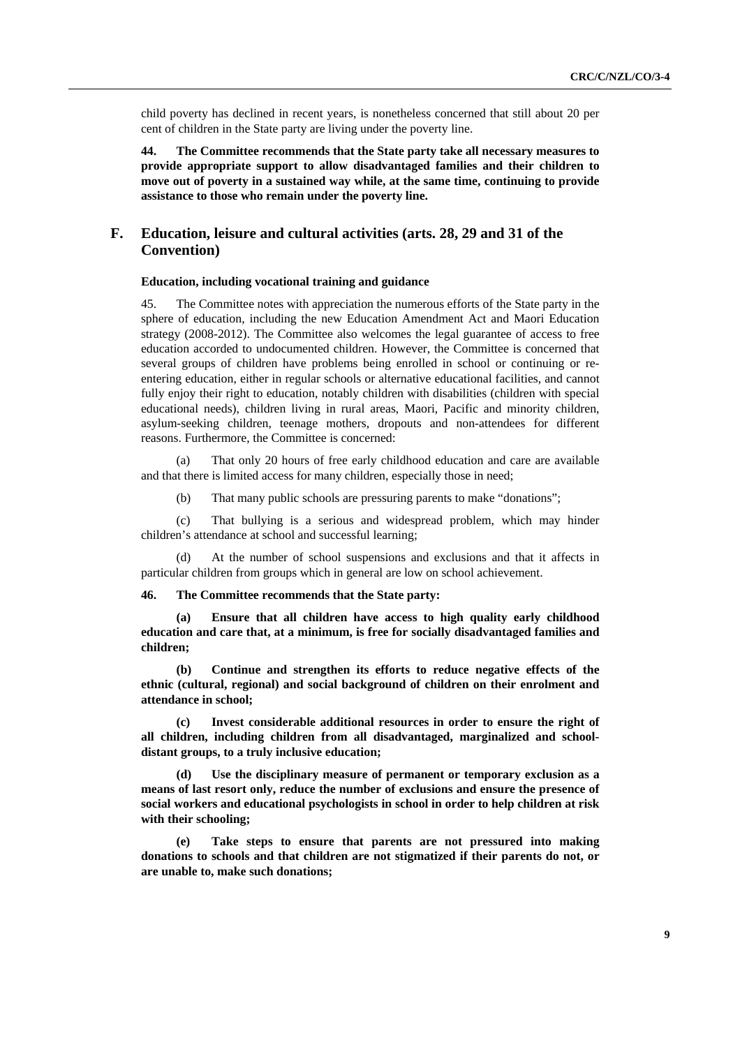child poverty has declined in recent years, is nonetheless concerned that still about 20 per cent of children in the State party are living under the poverty line.

**44. The Committee recommends that the State party take all necessary measures to provide appropriate support to allow disadvantaged families and their children to move out of poverty in a sustained way while, at the same time, continuing to provide assistance to those who remain under the poverty line.**

## F. Education, leisure and cultural activities (arts. 28, 29 and 31 of the Convention)

#### Education, including vocational training and guidance

45. The Committee notes with appreciation the numerous efforts of the State party in the sphere of education, including the new Education Amendment Act and Maori Education strategy (2008-2012). The Committee also welcomes the legal guarantee of access to free education accorded to undocumented children. However, the Committee is concerned that several groups of children have problems being enrolled in school or continuing or re-entering education, either in regular schools or alternative educational facilities, and cannot fully enjoy their right to education, notably children with disabilities (children with special educational needs), children living in rural areas, Maori, Pacific and minority children, asylum-seeking children, teenage mothers, dropouts and non-attendees for different reasons. Furthermore, the Committee is concerned:

(a) That only 20 hours of free early childhood education and care are available and that there is limited access for many children, especially those in need;

(b) That many public schools are pressuring parents to make "donations";

(c) That bullying is a serious and widespread problem, which may hinder children's attendance at school and successful learning;

(d) At the number of school suspensions and exclusions and that it affects in particular children from groups which in general are low on school achievement.

**46. The Committee recommends that the State party:**

**(a) Ensure that all children have access to high quality early childhood education and care that, at a minimum, is free for socially disadvantaged families and children;**

**(b) Continue and strengthen its efforts to reduce negative effects of the ethnic (cultural, regional) and social background of children on their enrolment and attendance in school;**

**(c) Invest considerable additional resources in order to ensure the right of all children, including children from all disadvantaged, marginalized and school-distant groups, to a truly inclusive education;**

**(d) Use the disciplinary measure of permanent or temporary exclusion as a means of last resort only, reduce the number of exclusions and ensure the presence of social workers and educational psychologists in school in order to help children at risk with their schooling;**

**(e) Take steps to ensure that parents are not pressured into making donations to schools and that children are not stigmatized if their parents do not, or are unable to, make such donations;**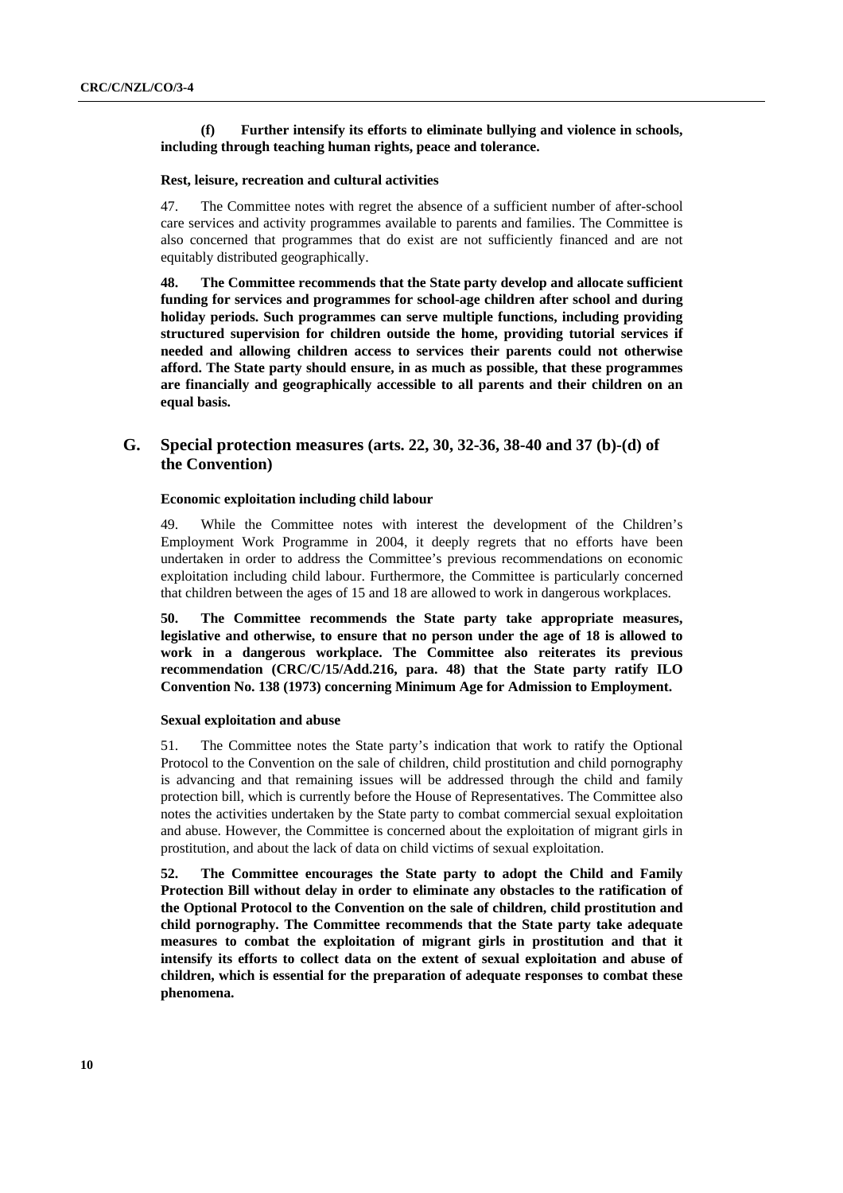**(f) Further intensify its efforts to eliminate bullying and violence in schools, including through teaching human rights, peace and tolerance.**

#### Rest, leisure, recreation and cultural activities

47. The Committee notes with regret the absence of a sufficient number of after-school care services and activity programmes available to parents and families. The Committee is also concerned that programmes that do exist are not sufficiently financed and are not equitably distributed geographically.

**48. The Committee recommends that the State party develop and allocate sufficient funding for services and programmes for school-age children after school and during holiday periods. Such programmes can serve multiple functions, including providing structured supervision for children outside the home, providing tutorial services if needed and allowing children access to services their parents could not otherwise afford. The State party should ensure, in as much as possible, that these programmes are financially and geographically accessible to all parents and their children on an equal basis.**

## G. Special protection measures (arts. 22, 30, 32-36, 38-40 and 37 (b)-(d) of the Convention)

#### Economic exploitation including child labour

49. While the Committee notes with interest the development of the Children's Employment Work Programme in 2004, it deeply regrets that no efforts have been undertaken in order to address the Committee's previous recommendations on economic exploitation including child labour. Furthermore, the Committee is particularly concerned that children between the ages of 15 and 18 are allowed to work in dangerous workplaces.

**50. The Committee recommends the State party take appropriate measures, legislative and otherwise, to ensure that no person under the age of 18 is allowed to work in a dangerous workplace. The Committee also reiterates its previous recommendation (CRC/C/15/Add.216, para. 48) that the State party ratify ILO Convention No. 138 (1973) concerning Minimum Age for Admission to Employment.**

#### Sexual exploitation and abuse

51. The Committee notes the State party's indication that work to ratify the Optional Protocol to the Convention on the sale of children, child prostitution and child pornography is advancing and that remaining issues will be addressed through the child and family protection bill, which is currently before the House of Representatives. The Committee also notes the activities undertaken by the State party to combat commercial sexual exploitation and abuse. However, the Committee is concerned about the exploitation of migrant girls in prostitution, and about the lack of data on child victims of sexual exploitation.

**52. The Committee encourages the State party to adopt the Child and Family Protection Bill without delay in order to eliminate any obstacles to the ratification of the Optional Protocol to the Convention on the sale of children, child prostitution and child pornography. The Committee recommends that the State party take adequate measures to combat the exploitation of migrant girls in prostitution and that it intensify its efforts to collect data on the extent of sexual exploitation and abuse of children, which is essential for the preparation of adequate responses to combat these phenomena.**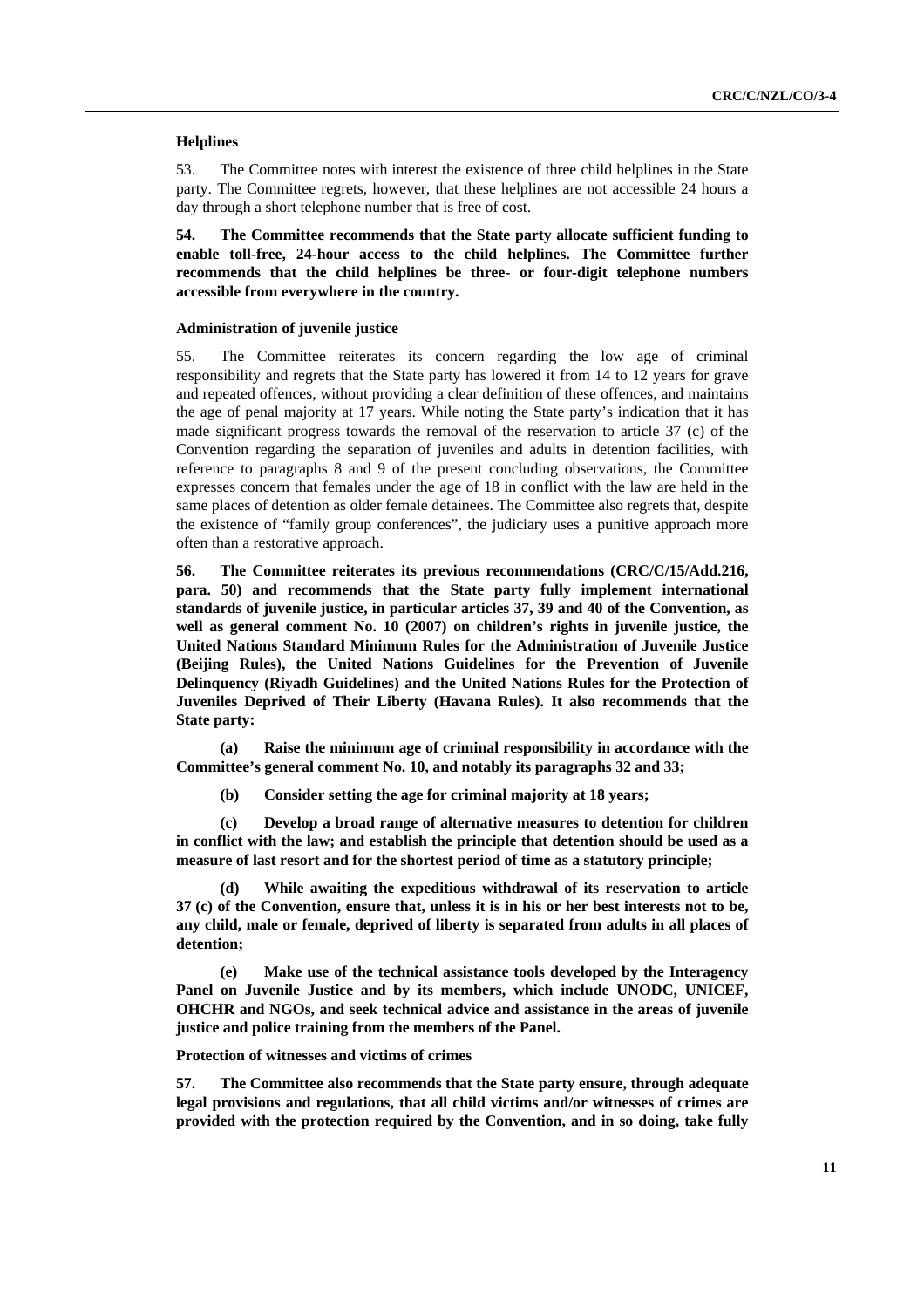#### Helplines

53. The Committee notes with interest the existence of three child helplines in the State party. The Committee regrets, however, that these helplines are not accessible 24 hours a day through a short telephone number that is free of cost.

**54. The Committee recommends that the State party allocate sufficient funding to enable toll-free, 24-hour access to the child helplines. The Committee further recommends that the child helplines be three- or four-digit telephone numbers accessible from everywhere in the country.**

#### Administration of juvenile justice

55. The Committee reiterates its concern regarding the low age of criminal responsibility and regrets that the State party has lowered it from 14 to 12 years for grave and repeated offences, without providing a clear definition of these offences, and maintains the age of penal majority at 17 years. While noting the State party's indication that it has made significant progress towards the removal of the reservation to article 37 (c) of the Convention regarding the separation of juveniles and adults in detention facilities, with reference to paragraphs 8 and 9 of the present concluding observations, the Committee expresses concern that females under the age of 18 in conflict with the law are held in the same places of detention as older female detainees. The Committee also regrets that, despite the existence of "family group conferences", the judiciary uses a punitive approach more often than a restorative approach.

**56. The Committee reiterates its previous recommendations (CRC/C/15/Add.216, para. 50) and recommends that the State party fully implement international standards of juvenile justice, in particular articles 37, 39 and 40 of the Convention, as well as general comment No. 10 (2007) on children's rights in juvenile justice, the United Nations Standard Minimum Rules for the Administration of Juvenile Justice (Beijing Rules), the United Nations Guidelines for the Prevention of Juvenile Delinquency (Riyadh Guidelines) and the United Nations Rules for the Protection of Juveniles Deprived of Their Liberty (Havana Rules). It also recommends that the State party:**

**(a) Raise the minimum age of criminal responsibility in accordance with the Committee's general comment No. 10, and notably its paragraphs 32 and 33;**

**(b) Consider setting the age for criminal majority at 18 years;**

**(c) Develop a broad range of alternative measures to detention for children in conflict with the law; and establish the principle that detention should be used as a measure of last resort and for the shortest period of time as a statutory principle;**

**(d) While awaiting the expeditious withdrawal of its reservation to article 37 (c) of the Convention, ensure that, unless it is in his or her best interests not to be, any child, male or female, deprived of liberty is separated from adults in all places of detention;**

**(e) Make use of the technical assistance tools developed by the Interagency Panel on Juvenile Justice and by its members, which include UNODC, UNICEF, OHCHR and NGOs, and seek technical advice and assistance in the areas of juvenile justice and police training from the members of the Panel.**

#### Protection of witnesses and victims of crimes

**57. The Committee also recommends that the State party ensure, through adequate legal provisions and regulations, that all child victims and/or witnesses of crimes are provided with the protection required by the Convention, and in so doing, take fully**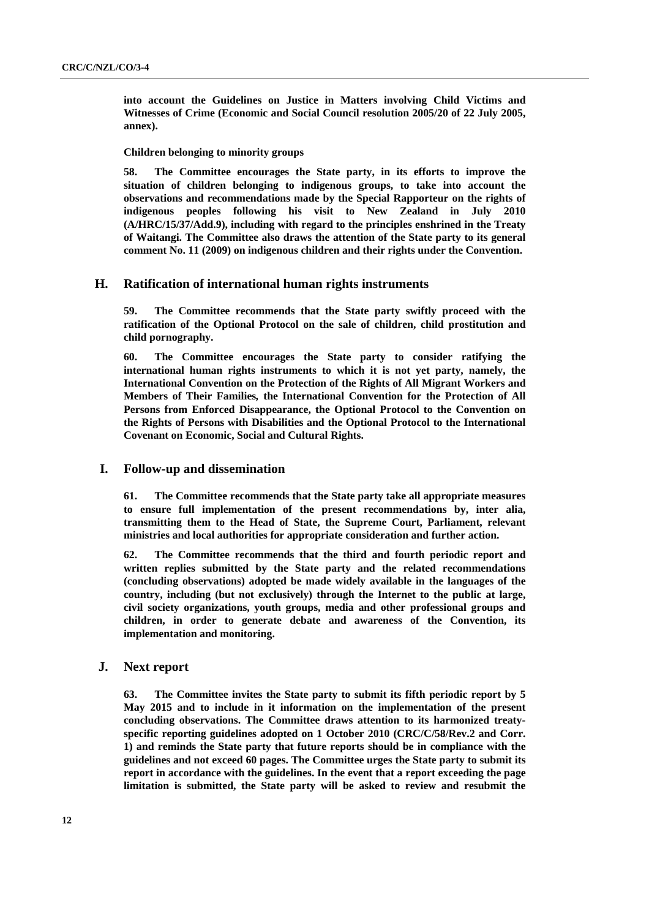**into account the Guidelines on Justice in Matters involving Child Victims and Witnesses of Crime (Economic and Social Council resolution 2005/20 of 22 July 2005, annex).**

**Children belonging to minority groups**

**58. The Committee encourages the State party, in its efforts to improve the situation of children belonging to indigenous groups, to take into account the observations and recommendations made by the Special Rapporteur on the rights of indigenous peoples following his visit to New Zealand in July 2010 (A/HRC/15/37/Add.9), including with regard to the principles enshrined in the Treaty of Waitangi. The Committee also draws the attention of the State party to its general comment No. 11 (2009) on indigenous children and their rights under the Convention.**

## H. Ratification of international human rights instruments

**59. The Committee recommends that the State party swiftly proceed with the ratification of the Optional Protocol on the sale of children, child prostitution and child pornography.**

**60. The Committee encourages the State party to consider ratifying the international human rights instruments to which it is not yet party, namely, the International Convention on the Protection of the Rights of All Migrant Workers and Members of Their Families, the International Convention for the Protection of All Persons from Enforced Disappearance, the Optional Protocol to the Convention on the Rights of Persons with Disabilities and the Optional Protocol to the International Covenant on Economic, Social and Cultural Rights.**

## I. Follow-up and dissemination

**61. The Committee recommends that the State party take all appropriate measures to ensure full implementation of the present recommendations by, inter alia, transmitting them to the Head of State, the Supreme Court, Parliament, relevant ministries and local authorities for appropriate consideration and further action.**

**62. The Committee recommends that the third and fourth periodic report and written replies submitted by the State party and the related recommendations (concluding observations) adopted be made widely available in the languages of the country, including (but not exclusively) through the Internet to the public at large, civil society organizations, youth groups, media and other professional groups and children, in order to generate debate and awareness of the Convention, its implementation and monitoring.**

## J. Next report

**63. The Committee invites the State party to submit its fifth periodic report by 5 May 2015 and to include in it information on the implementation of the present concluding observations. The Committee draws attention to its harmonized treaty-specific reporting guidelines adopted on 1 October 2010 (CRC/C/58/Rev.2 and Corr. 1) and reminds the State party that future reports should be in compliance with the guidelines and not exceed 60 pages. The Committee urges the State party to submit its report in accordance with the guidelines. In the event that a report exceeding the page limitation is submitted, the State party will be asked to review and resubmit the**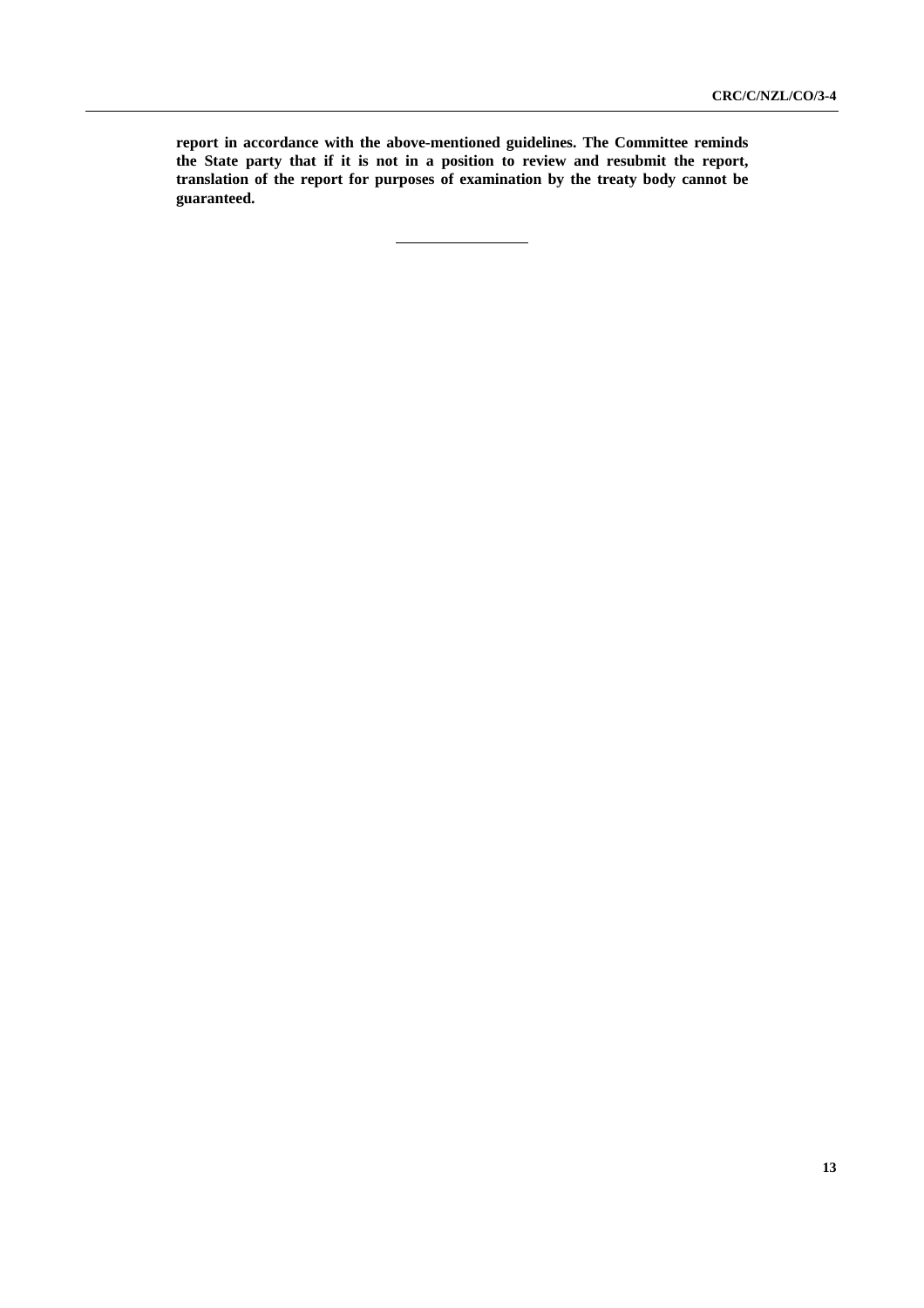**report in accordance with the above-mentioned guidelines. The Committee reminds the State party that if it is not in a position to review and resubmit the report, translation of the report for purposes of examination by the treaty body cannot be guaranteed.**